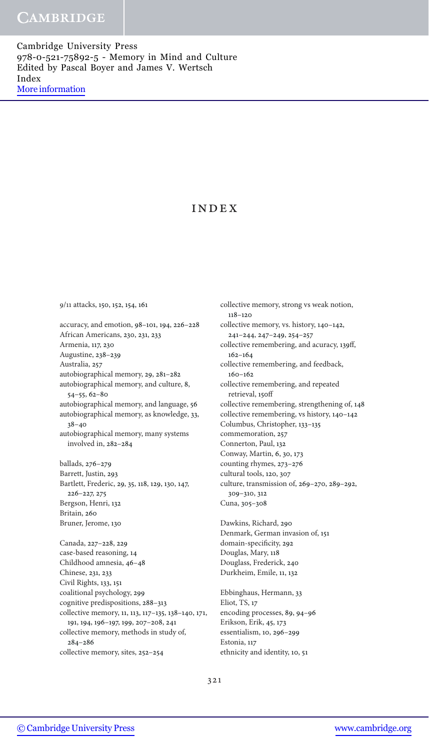# INDEX

9/11 attacks, 150, 152, 154, 161

accuracy, and emotion, 98–101, 194, 226–228
African Americans, 230, 231, 233
Armenia, 117, 230
Augustine, 238–239
Australia, 257
autobiographical memory, 29, 281–282
autobiographical memory, and culture, 8, 54–55, 62–80
autobiographical memory, and language, 56
autobiographical memory, as knowledge, 33, 38–40
autobiographical memory, many systems involved in, 282–284

ballads, 276–279
Barrett, Justin, 293
Bartlett, Frederic, 29, 35, 118, 129, 130, 147, 226–227, 275
Bergson, Henri, 132
Britain, 260
Bruner, Jerome, 130

Canada, 227–228, 229
case-based reasoning, 14
Childhood amnesia, 46–48
Chinese, 231, 233
Civil Rights, 133, 151
coalitional psychology, 299
cognitive predispositions, 288–313
collective memory, 11, 113, 117–135, 138–140, 171, 191, 194, 196–197, 199, 207–208, 241
collective memory, methods in study of, 284–286
collective memory, sites, 252–254
collective memory, strong vs weak notion, 118–120
collective memory, vs. history, 140–142, 241–244, 247–249, 254–257
collective remembering, and acuracy, 139ff, 162–164
collective remembering, and feedback, 160–162
collective remembering, and repeated retrieval, 150ff
collective remembering, strengthening of, 148
collective remembering, vs history, 140–142
Columbus, Christopher, 133–135
commemoration, 257
Connerton, Paul, 132
Conway, Martin, 6, 30, 173
counting rhymes, 273–276
cultural tools, 120, 307
culture, transmission of, 269–270, 289–292, 309–310, 312
Cuna, 305–308

Dawkins, Richard, 290
Denmark, German invasion of, 151
domain-specificity, 292
Douglas, Mary, 118
Douglass, Frederick, 240
Durkheim, Emile, 11, 132

Ebbinghaus, Hermann, 33
Eliot, TS, 17
encoding processes, 89, 94–96
Erikson, Erik, 45, 173
essentialism, 10, 296–299
Estonia, 117
ethnicity and identity, 10, 51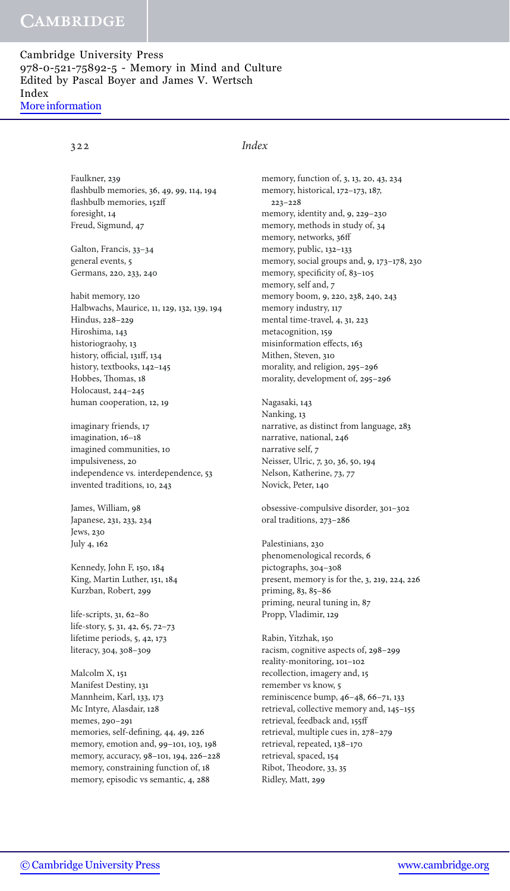Faulkner, 239
flashbulb memories, 36, 49, 99, 114, 194
flashbulb memories, 152ff
foresight, 14
Freud, Sigmund, 47

Galton, Francis, 33–34
general events, 5
Germans, 220, 233, 240

habit memory, 120
Halbwachs, Maurice, 11, 129, 132, 139, 194
Hindus, 228–229
Hiroshima, 143
historiograohy, 13
history, official, 131ff, 134
history, textbooks, 142–145
Hobbes, Thomas, 18
Holocaust, 244–245
human cooperation, 12, 19

imaginary friends, 17
imagination, 16–18
imagined communities, 10
impulsiveness, 20
independence vs. interdependence, 53
invented traditions, 10, 243

James, William, 98
Japanese, 231, 233, 234
Jews, 230
July 4, 162

Kennedy, John F, 150, 184
King, Martin Luther, 151, 184
Kurzban, Robert, 299

life-scripts, 31, 62–80
life-story, 5, 31, 42, 65, 72–73
lifetime periods, 5, 42, 173
literacy, 304, 308–309

Malcolm X, 151
Manifest Destiny, 131
Mannheim, Karl, 133, 173
Mc Intyre, Alasdair, 128
memes, 290–291
memories, self-defining, 44, 49, 226
memory, emotion and, 99–101, 103, 198
memory, accuracy, 98–101, 194, 226–228
memory, constraining function of, 18
memory, episodic vs semantic, 4, 288
memory, function of, 3, 13, 20, 43, 234
memory, historical, 172–173, 187, 223–228
memory, identity and, 9, 229–230
memory, methods in study of, 34
memory, networks, 36ff
memory, public, 132–133
memory, social groups and, 9, 173–178, 230
memory, specificity of, 83–105
memory, self and, 7
memory boom, 9, 220, 238, 240, 243
memory industry, 117
mental time-travel, 4, 31, 223
metacognition, 159
misinformation effects, 163
Mithen, Steven, 310
morality, and religion, 295–296
morality, development of, 295–296

Nagasaki, 143
Nanking, 13
narrative, as distinct from language, 283
narrative, national, 246
narrative self, 7
Neisser, Ulric, 7, 30, 36, 50, 194
Nelson, Katherine, 73, 77
Novick, Peter, 140

obsessive-compulsive disorder, 301–302
oral traditions, 273–286

Palestinians, 230
phenomenological records, 6
pictographs, 304–308
present, memory is for the, 3, 219, 224, 226
priming, 83, 85–86
priming, neural tuning in, 87
Propp, Vladimir, 129

Rabin, Yitzhak, 150
racism, cognitive aspects of, 298–299
reality-monitoring, 101–102
recollection, imagery and, 15
remember vs know, 5
reminiscence bump, 46–48, 66–71, 133
retrieval, collective memory and, 145–155
retrieval, feedback and, 155ff
retrieval, multiple cues in, 278–279
retrieval, repeated, 138–170
retrieval, spaced, 154
Ribot, Theodore, 33, 35
Ridley, Matt, 299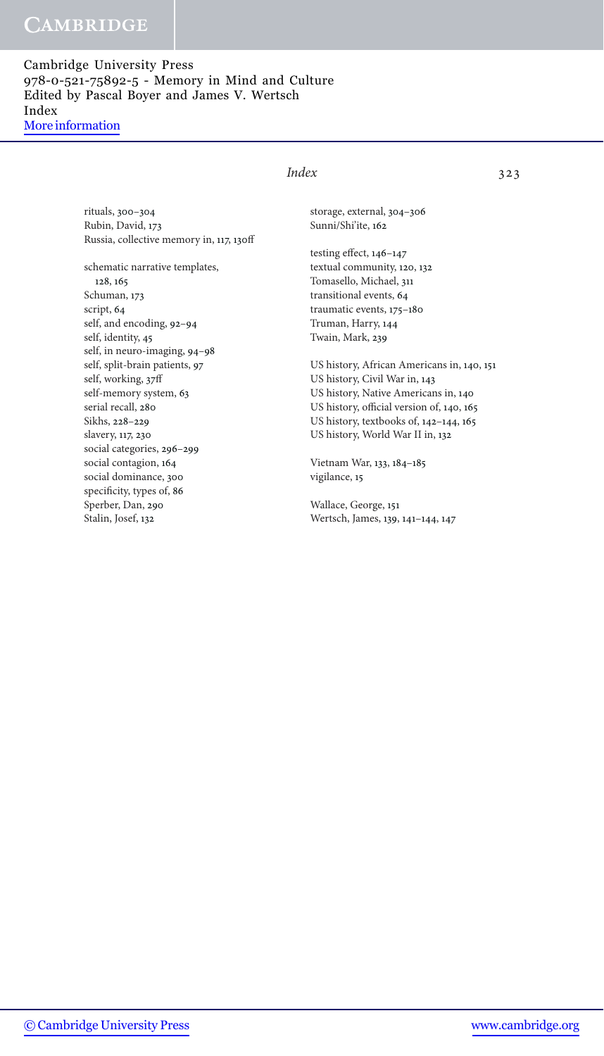rituals, 300–304
Rubin, David, 173
Russia, collective memory in, 117, 130ff

schematic narrative templates, 128, 165
Schuman, 173
script, 64
self, and encoding, 92–94
self, identity, 45
self, in neuro-imaging, 94–98
self, split-brain patients, 97
self, working, 37ff
self-memory system, 63
serial recall, 280
Sikhs, 228–229
slavery, 117, 230
social categories, 296–299
social contagion, 164
social dominance, 300
specificity, types of, 86
Sperber, Dan, 290
Stalin, Josef, 132
storage, external, 304–306
Sunni/Shi'ite, 162

testing effect, 146–147
textual community, 120, 132
Tomasello, Michael, 311
transitional events, 64
traumatic events, 175–180
Truman, Harry, 144
Twain, Mark, 239

US history, African Americans in, 140, 151
US history, Civil War in, 143
US history, Native Americans in, 140
US history, official version of, 140, 165
US history, textbooks of, 142–144, 165
US history, World War II in, 132

Vietnam War, 133, 184–185
vigilance, 15

Wallace, George, 151
Wertsch, James, 139, 141–144, 147